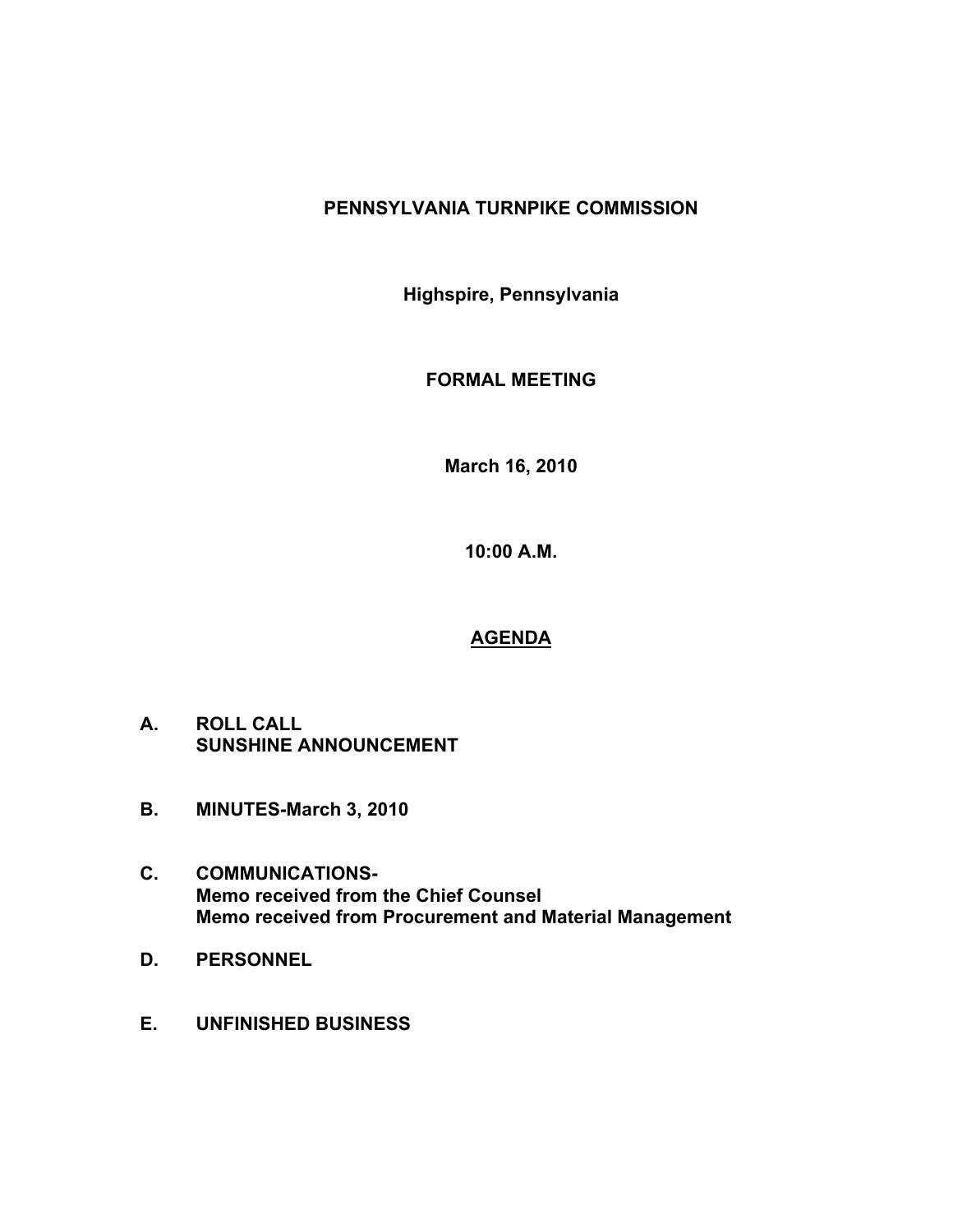# PENNSYLVANIA TURNPIKE COMMISSION

**Highspire, Pennsylvania**

**FORMAL MEETING**

**March 16, 2010**

**10:00 A.M.**

## AGENDA

**A. ROLL CALL**
**SUNSHINE ANNOUNCEMENT**

**B. MINUTES-March 3, 2010**

**C. COMMUNICATIONS-**
**Memo received from the Chief Counsel**
**Memo received from Procurement and Material Management**

**D. PERSONNEL**

**E. UNFINISHED BUSINESS**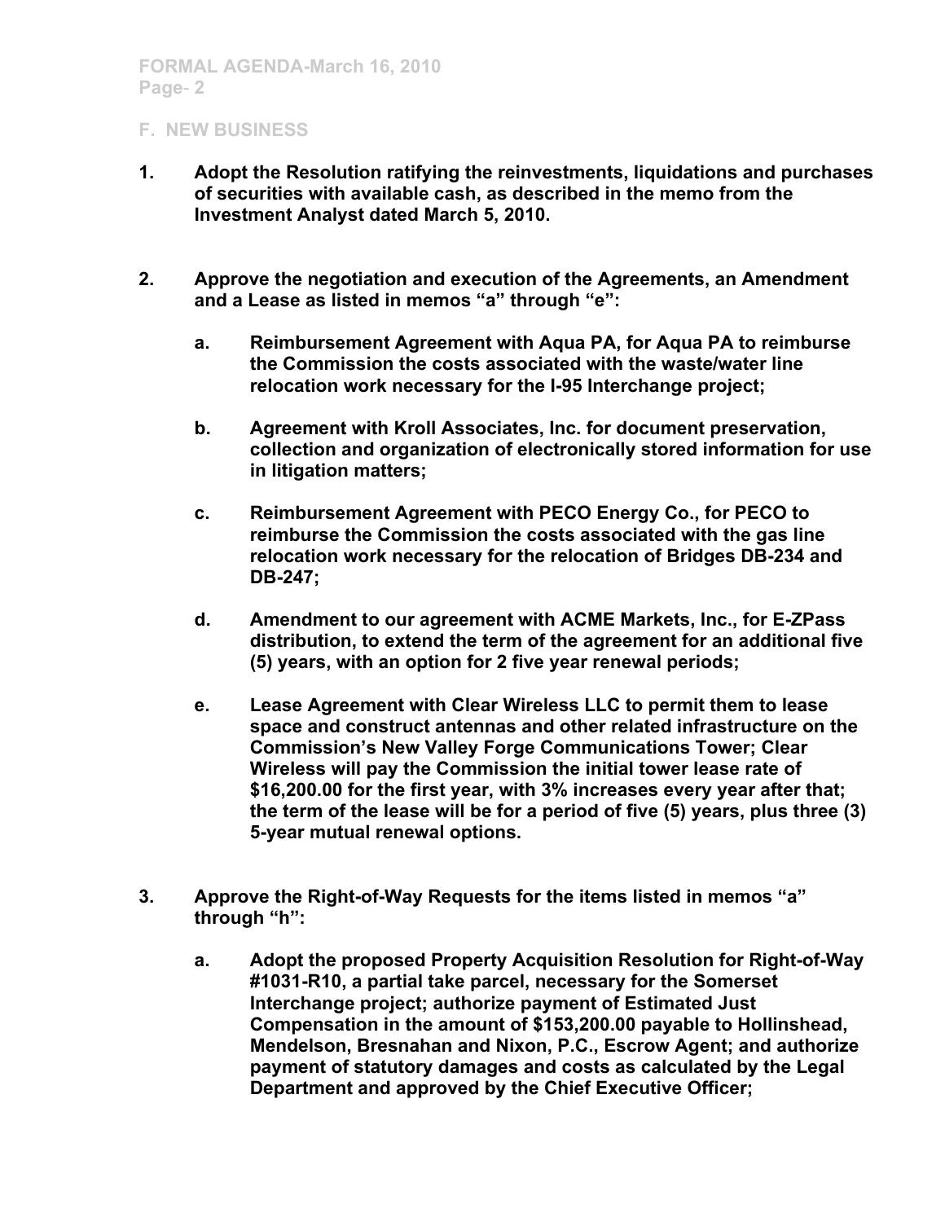## F. NEW BUSINESS

1. **Adopt the Resolution ratifying the reinvestments, liquidations and purchases of securities with available cash, as described in the memo from the Investment Analyst dated March 5, 2010.**

2. **Approve the negotiation and execution of the Agreements, an Amendment and a Lease as listed in memos "a" through "e":**

   a. **Reimbursement Agreement with Aqua PA, for Aqua PA to reimburse the Commission the costs associated with the waste/water line relocation work necessary for the I-95 Interchange project;**

   b. **Agreement with Kroll Associates, Inc. for document preservation, collection and organization of electronically stored information for use in litigation matters;**

   c. **Reimbursement Agreement with PECO Energy Co., for PECO to reimburse the Commission the costs associated with the gas line relocation work necessary for the relocation of Bridges DB-234 and DB-247;**

   d. **Amendment to our agreement with ACME Markets, Inc., for E-ZPass distribution, to extend the term of the agreement for an additional five (5) years, with an option for 2 five year renewal periods;**

   e. **Lease Agreement with Clear Wireless LLC to permit them to lease space and construct antennas and other related infrastructure on the Commission's New Valley Forge Communications Tower; Clear Wireless will pay the Commission the initial tower lease rate of $16,200.00 for the first year, with 3% increases every year after that; the term of the lease will be for a period of five (5) years, plus three (3) 5-year mutual renewal options.**

3. **Approve the Right-of-Way Requests for the items listed in memos "a" through "h":**

   a. **Adopt the proposed Property Acquisition Resolution for Right-of-Way #1031-R10, a partial take parcel, necessary for the Somerset Interchange project; authorize payment of Estimated Just Compensation in the amount of $153,200.00 payable to Hollinshead, Mendelson, Bresnahan and Nixon, P.C., Escrow Agent; and authorize payment of statutory damages and costs as calculated by the Legal Department and approved by the Chief Executive Officer;**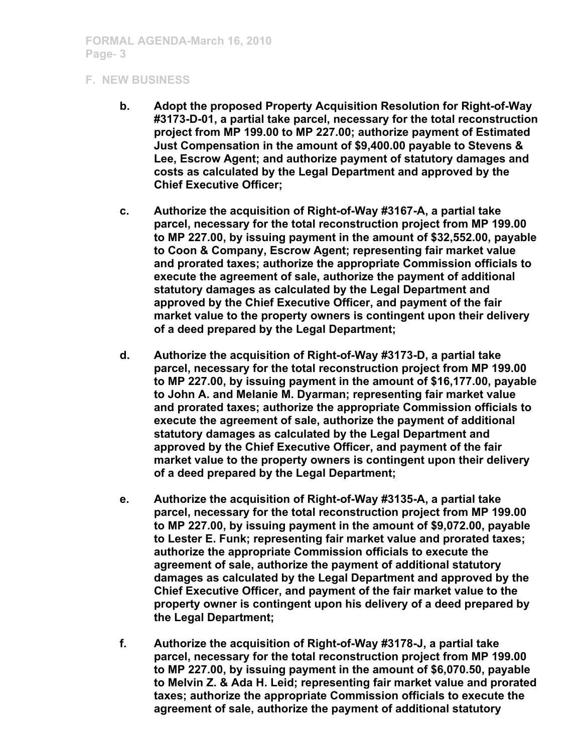## F. NEW BUSINESS

b. **Adopt the proposed Property Acquisition Resolution for Right-of-Way #3173-D-01, a partial take parcel, necessary for the total reconstruction project from MP 199.00 to MP 227.00; authorize payment of Estimated Just Compensation in the amount of $9,400.00 payable to Stevens & Lee, Escrow Agent; and authorize payment of statutory damages and costs as calculated by the Legal Department and approved by the Chief Executive Officer;**

c. **Authorize the acquisition of Right-of-Way #3167-A, a partial take parcel, necessary for the total reconstruction project from MP 199.00 to MP 227.00, by issuing payment in the amount of $32,552.00, payable to Coon & Company, Escrow Agent; representing fair market value and prorated taxes; authorize the appropriate Commission officials to execute the agreement of sale, authorize the payment of additional statutory damages as calculated by the Legal Department and approved by the Chief Executive Officer, and payment of the fair market value to the property owners is contingent upon their delivery of a deed prepared by the Legal Department;**

d. **Authorize the acquisition of Right-of-Way #3173-D, a partial take parcel, necessary for the total reconstruction project from MP 199.00 to MP 227.00, by issuing payment in the amount of $16,177.00, payable to John A. and Melanie M. Dyarman; representing fair market value and prorated taxes; authorize the appropriate Commission officials to execute the agreement of sale, authorize the payment of additional statutory damages as calculated by the Legal Department and approved by the Chief Executive Officer, and payment of the fair market value to the property owners is contingent upon their delivery of a deed prepared by the Legal Department;**

e. **Authorize the acquisition of Right-of-Way #3135-A, a partial take parcel, necessary for the total reconstruction project from MP 199.00 to MP 227.00, by issuing payment in the amount of $9,072.00, payable to Lester E. Funk; representing fair market value and prorated taxes; authorize the appropriate Commission officials to execute the agreement of sale, authorize the payment of additional statutory damages as calculated by the Legal Department and approved by the Chief Executive Officer, and payment of the fair market value to the property owner is contingent upon his delivery of a deed prepared by the Legal Department;**

f. **Authorize the acquisition of Right-of-Way #3178-J, a partial take parcel, necessary for the total reconstruction project from MP 199.00 to MP 227.00, by issuing payment in the amount of $6,070.50, payable to Melvin Z. & Ada H. Leid; representing fair market value and prorated taxes; authorize the appropriate Commission officials to execute the agreement of sale, authorize the payment of additional statutory**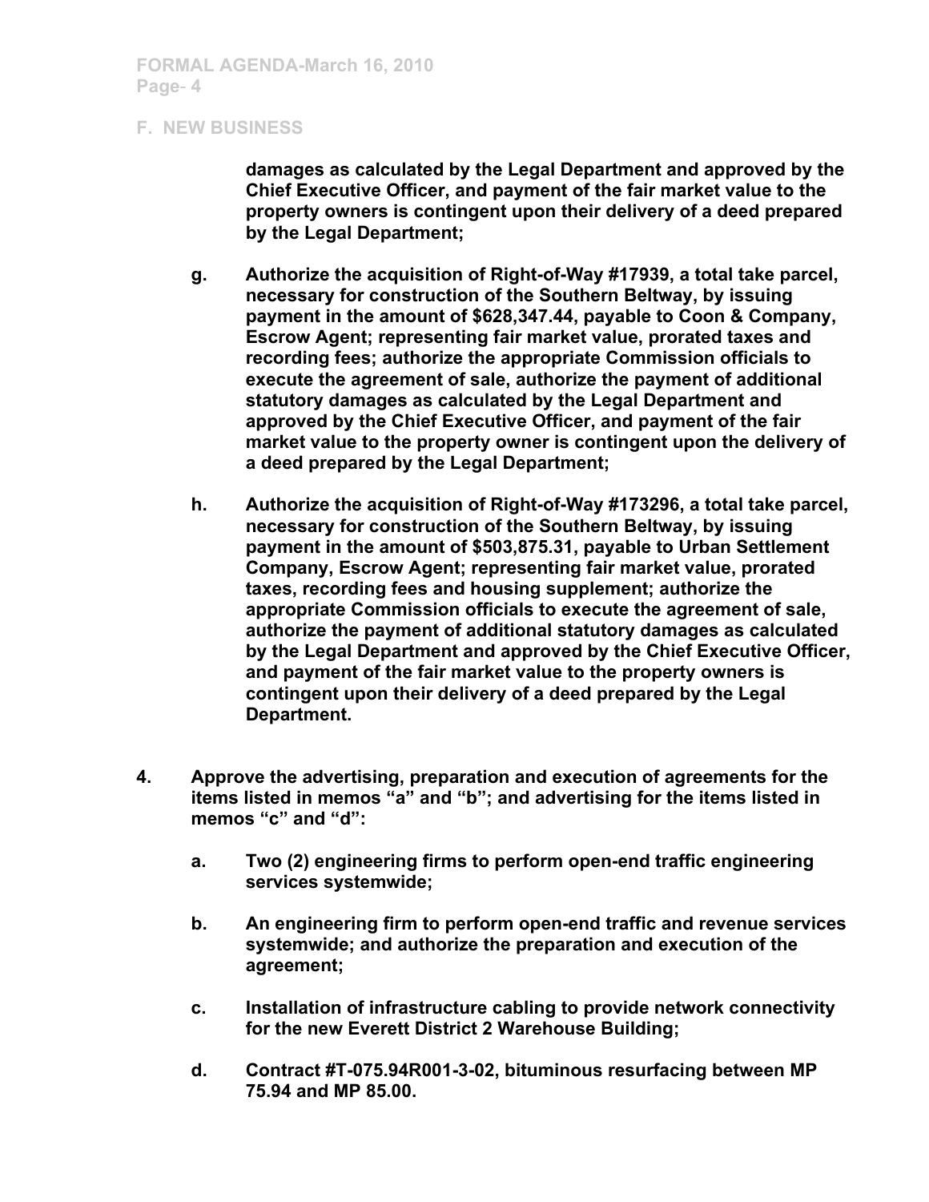## F. NEW BUSINESS

**damages as calculated by the Legal Department and approved by the Chief Executive Officer, and payment of the fair market value to the property owners is contingent upon their delivery of a deed prepared by the Legal Department;**

**g. Authorize the acquisition of Right-of-Way #17939, a total take parcel, necessary for construction of the Southern Beltway, by issuing payment in the amount of $628,347.44, payable to Coon & Company, Escrow Agent; representing fair market value, prorated taxes and recording fees; authorize the appropriate Commission officials to execute the agreement of sale, authorize the payment of additional statutory damages as calculated by the Legal Department and approved by the Chief Executive Officer, and payment of the fair market value to the property owner is contingent upon the delivery of a deed prepared by the Legal Department;**

**h. Authorize the acquisition of Right-of-Way #173296, a total take parcel, necessary for construction of the Southern Beltway, by issuing payment in the amount of $503,875.31, payable to Urban Settlement Company, Escrow Agent; representing fair market value, prorated taxes, recording fees and housing supplement; authorize the appropriate Commission officials to execute the agreement of sale, authorize the payment of additional statutory damages as calculated by the Legal Department and approved by the Chief Executive Officer, and payment of the fair market value to the property owners is contingent upon their delivery of a deed prepared by the Legal Department.**

**4. Approve the advertising, preparation and execution of agreements for the items listed in memos "a" and "b"; and advertising for the items listed in memos "c" and "d":**

**a. Two (2) engineering firms to perform open-end traffic engineering services systemwide;**

**b. An engineering firm to perform open-end traffic and revenue services systemwide; and authorize the preparation and execution of the agreement;**

**c. Installation of infrastructure cabling to provide network connectivity for the new Everett District 2 Warehouse Building;**

**d. Contract #T-075.94R001-3-02, bituminous resurfacing between MP 75.94 and MP 85.00.**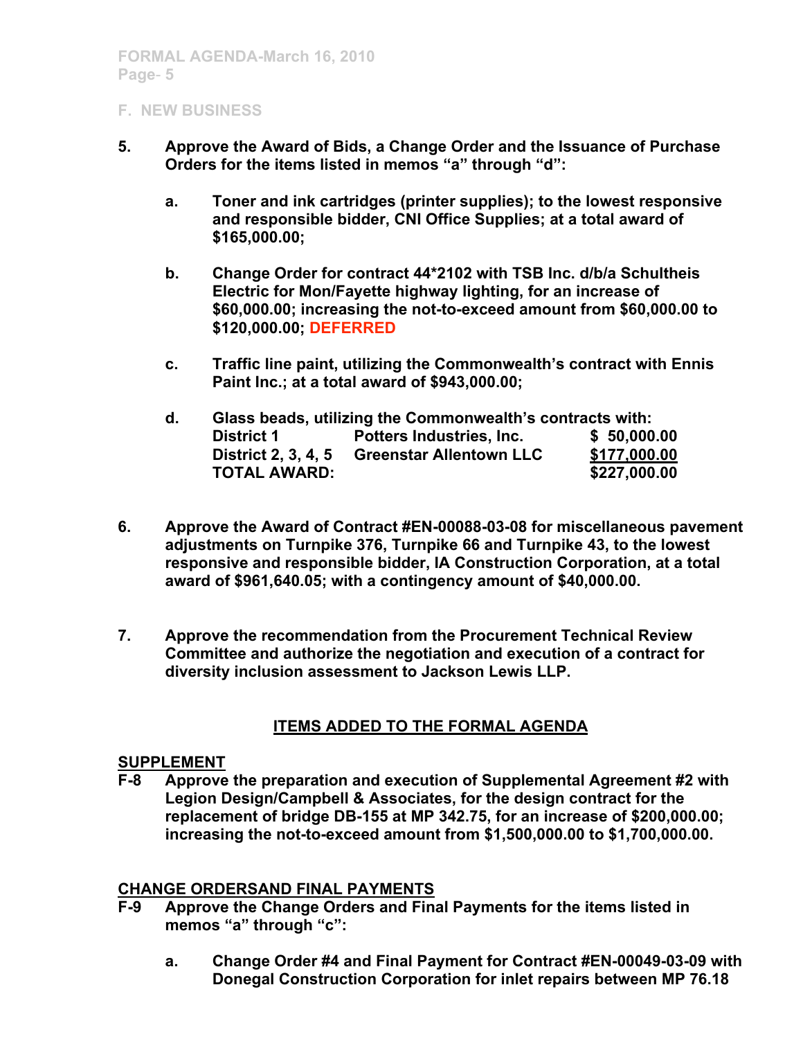## F. NEW BUSINESS

5. **Approve the Award of Bids, a Change Order and the Issuance of Purchase Orders for the items listed in memos "a" through "d":**

   a. **Toner and ink cartridges (printer supplies); to the lowest responsive and responsible bidder, CNI Office Supplies; at a total award of $165,000.00;**

   b. **Change Order for contract 44*2102 with TSB Inc. d/b/a Schultheis Electric for Mon/Fayette highway lighting, for an increase of $60,000.00; increasing the not-to-exceed amount from $60,000.00 to $120,000.00; DEFERRED**

   c. **Traffic line paint, utilizing the Commonwealth's contract with Ennis Paint Inc.; at a total award of $943,000.00;**

   d. **Glass beads, utilizing the Commonwealth's contracts with:**

| | | |
|---|---|---|
| **District 1** | **Potters Industries, Inc.** | **$ 50,000.00** |
| **District 2, 3, 4, 5** | **Greenstar Allentown LLC** | **$177,000.00** |
| **TOTAL AWARD:** | | **$227,000.00** |

6. **Approve the Award of Contract #EN-00088-03-08 for miscellaneous pavement adjustments on Turnpike 376, Turnpike 66 and Turnpike 43, to the lowest responsive and responsible bidder, IA Construction Corporation, at a total award of $961,640.05; with a contingency amount of $40,000.00.**

7. **Approve the recommendation from the Procurement Technical Review Committee and authorize the negotiation and execution of a contract for diversity inclusion assessment to Jackson Lewis LLP.**

## ITEMS ADDED TO THE FORMAL AGENDA

**SUPPLEMENT**

**F-8** **Approve the preparation and execution of Supplemental Agreement #2 with Legion Design/Campbell & Associates, for the design contract for the replacement of bridge DB-155 at MP 342.75, for an increase of $200,000.00; increasing the not-to-exceed amount from $1,500,000.00 to $1,700,000.00.**

**CHANGE ORDERSAND FINAL PAYMENTS**

**F-9** **Approve the Change Orders and Final Payments for the items listed in memos "a" through "c":**

   a. **Change Order #4 and Final Payment for Contract #EN-00049-03-09 with Donegal Construction Corporation for inlet repairs between MP 76.18**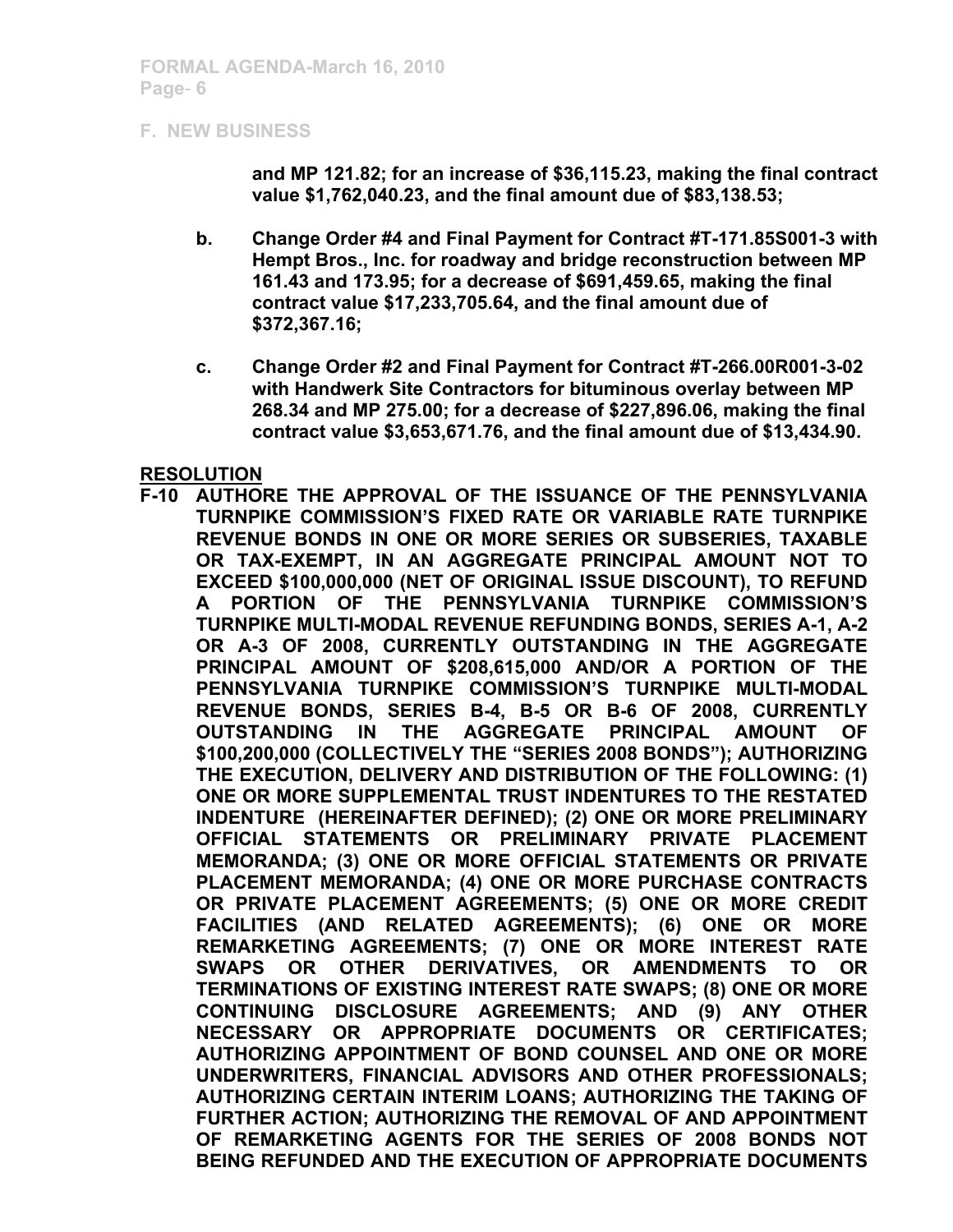## F. NEW BUSINESS

**and MP 121.82; for an increase of $36,115.23, making the final contract value $1,762,040.23, and the final amount due of $83,138.53;**

**b. Change Order #4 and Final Payment for Contract #T-171.85S001-3 with Hempt Bros., Inc. for roadway and bridge reconstruction between MP 161.43 and 173.95; for a decrease of $691,459.65, making the final contract value $17,233,705.64, and the final amount due of $372,367.16;**

**c. Change Order #2 and Final Payment for Contract #T-266.00R001-3-02 with Handwerk Site Contractors for bituminous overlay between MP 268.34 and MP 275.00; for a decrease of $227,896.06, making the final contract value $3,653,671.76, and the final amount due of $13,434.90.**

**RESOLUTION**

**F-10 AUTHORE THE APPROVAL OF THE ISSUANCE OF THE PENNSYLVANIA TURNPIKE COMMISSION'S FIXED RATE OR VARIABLE RATE TURNPIKE REVENUE BONDS IN ONE OR MORE SERIES OR SUBSERIES, TAXABLE OR TAX-EXEMPT, IN AN AGGREGATE PRINCIPAL AMOUNT NOT TO EXCEED $100,000,000 (NET OF ORIGINAL ISSUE DISCOUNT), TO REFUND A PORTION OF THE PENNSYLVANIA TURNPIKE COMMISSION'S TURNPIKE MULTI-MODAL REVENUE REFUNDING BONDS, SERIES A-1, A-2 OR A-3 OF 2008, CURRENTLY OUTSTANDING IN THE AGGREGATE PRINCIPAL AMOUNT OF $208,615,000 AND/OR A PORTION OF THE PENNSYLVANIA TURNPIKE COMMISSION'S TURNPIKE MULTI-MODAL REVENUE BONDS, SERIES B-4, B-5 OR B-6 OF 2008, CURRENTLY OUTSTANDING IN THE AGGREGATE PRINCIPAL AMOUNT OF $100,200,000 (COLLECTIVELY THE "SERIES 2008 BONDS"); AUTHORIZING THE EXECUTION, DELIVERY AND DISTRIBUTION OF THE FOLLOWING: (1) ONE OR MORE SUPPLEMENTAL TRUST INDENTURES TO THE RESTATED INDENTURE (HEREINAFTER DEFINED); (2) ONE OR MORE PRELIMINARY OFFICIAL STATEMENTS OR PRELIMINARY PRIVATE PLACEMENT MEMORANDA; (3) ONE OR MORE OFFICIAL STATEMENTS OR PRIVATE PLACEMENT MEMORANDA; (4) ONE OR MORE PURCHASE CONTRACTS OR PRIVATE PLACEMENT AGREEMENTS; (5) ONE OR MORE CREDIT FACILITIES (AND RELATED AGREEMENTS); (6) ONE OR MORE REMARKETING AGREEMENTS; (7) ONE OR MORE INTEREST RATE SWAPS OR OTHER DERIVATIVES, OR AMENDMENTS TO OR TERMINATIONS OF EXISTING INTEREST RATE SWAPS; (8) ONE OR MORE CONTINUING DISCLOSURE AGREEMENTS; AND (9) ANY OTHER NECESSARY OR APPROPRIATE DOCUMENTS OR CERTIFICATES; AUTHORIZING APPOINTMENT OF BOND COUNSEL AND ONE OR MORE UNDERWRITERS, FINANCIAL ADVISORS AND OTHER PROFESSIONALS; AUTHORIZING CERTAIN INTERIM LOANS; AUTHORIZING THE TAKING OF FURTHER ACTION; AUTHORIZING THE REMOVAL OF AND APPOINTMENT OF REMARKETING AGENTS FOR THE SERIES OF 2008 BONDS NOT BEING REFUNDED AND THE EXECUTION OF APPROPRIATE DOCUMENTS**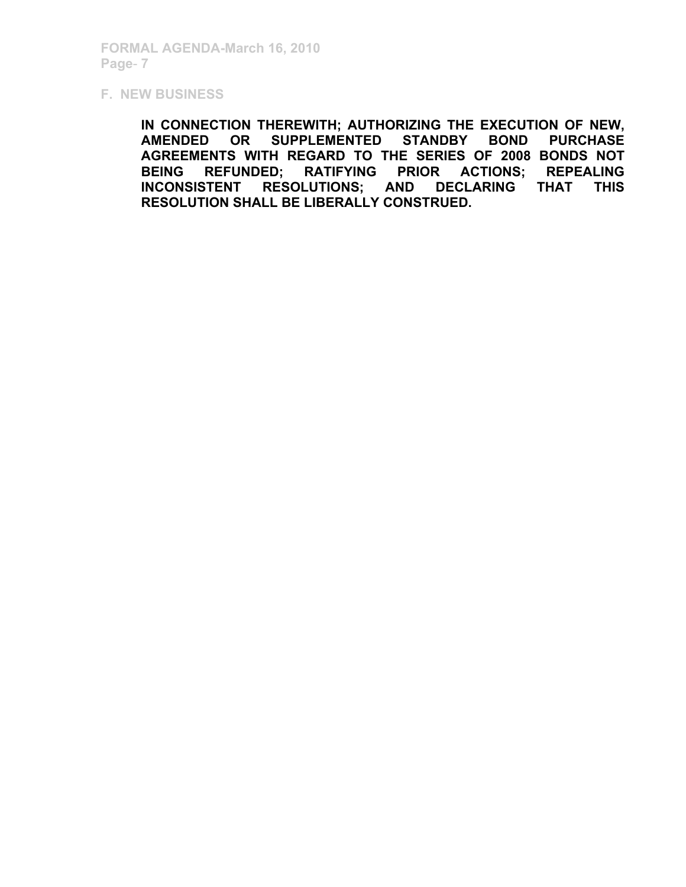## F. NEW BUSINESS

**IN CONNECTION THEREWITH; AUTHORIZING THE EXECUTION OF NEW, AMENDED OR SUPPLEMENTED STANDBY BOND PURCHASE AGREEMENTS WITH REGARD TO THE SERIES OF 2008 BONDS NOT BEING REFUNDED; RATIFYING PRIOR ACTIONS; REPEALING INCONSISTENT RESOLUTIONS; AND DECLARING THAT THIS RESOLUTION SHALL BE LIBERALLY CONSTRUED.**